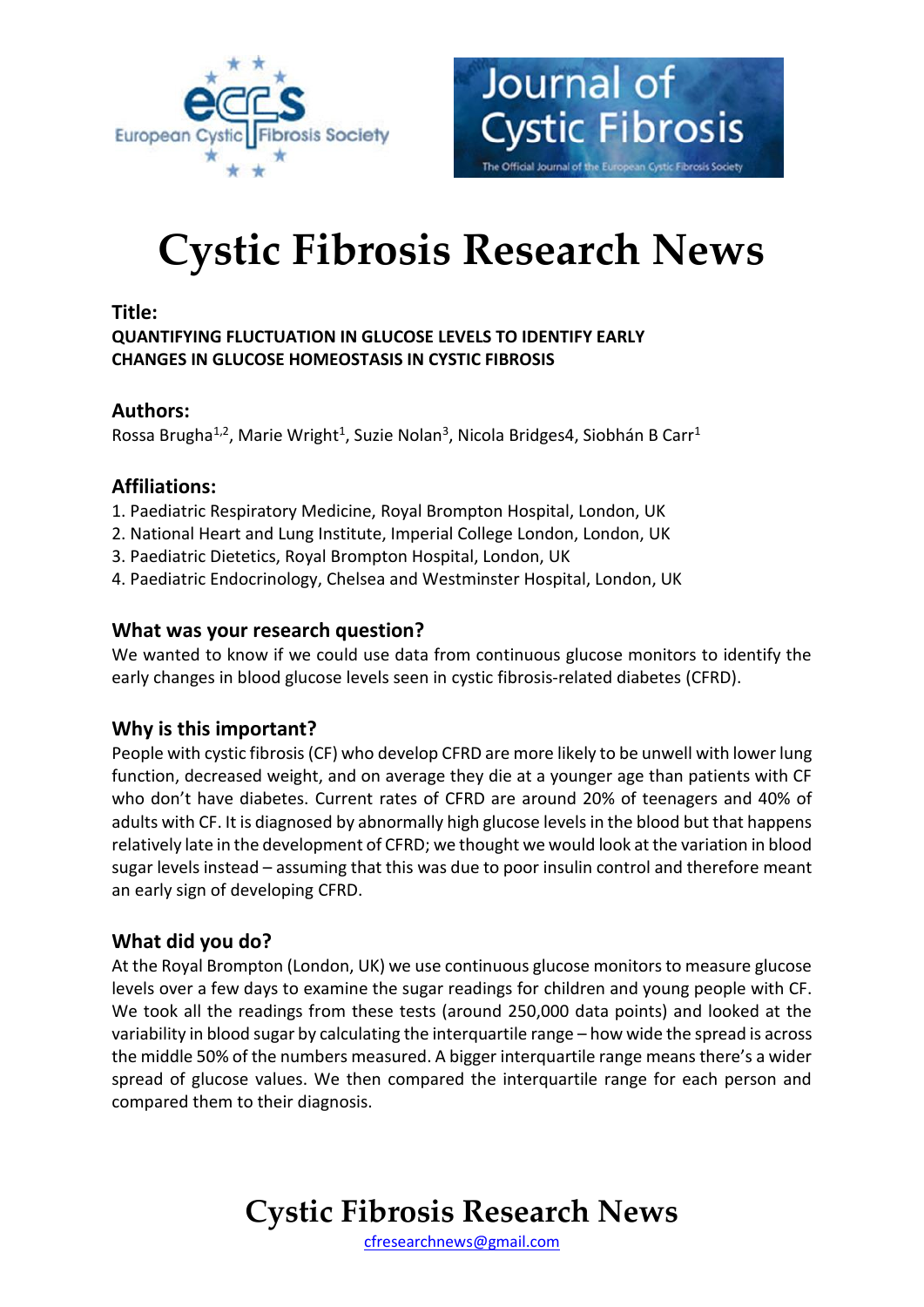# Cystic Fibrosis Research News

**Title:**

**QUANTIFYING FLUCTUATION IN GLUCOSE LEVELS TO IDENTIFY EARLY CHANGES IN GLUCOSE HOMEOSTASIS IN CYSTIC FIBROSIS**

**Authors:**

Rossa Brugha[1,2], Marie Wright[1], Suzie Nolan[3], Nicola Bridges4, Siobhán B Carr[1]

**Affiliations:**

1. Paediatric Respiratory Medicine, Royal Brompton Hospital, London, UK
2. National Heart and Lung Institute, Imperial College London, London, UK
3. Paediatric Dietetics, Royal Brompton Hospital, London, UK
4. Paediatric Endocrinology, Chelsea and Westminster Hospital, London, UK

**What was your research question?**

We wanted to know if we could use data from continuous glucose monitors to identify the early changes in blood glucose levels seen in cystic fibrosis-related diabetes (CFRD).

**Why is this important?**

People with cystic fibrosis (CF) who develop CFRD are more likely to be unwell with lower lung function, decreased weight, and on average they die at a younger age than patients with CF who don't have diabetes. Current rates of CFRD are around 20% of teenagers and 40% of adults with CF. It is diagnosed by abnormally high glucose levels in the blood but that happens relatively late in the development of CFRD; we thought we would look at the variation in blood sugar levels instead – assuming that this was due to poor insulin control and therefore meant an early sign of developing CFRD.

**What did you do?**

At the Royal Brompton (London, UK) we use continuous glucose monitors to measure glucose levels over a few days to examine the sugar readings for children and young people with CF. We took all the readings from these tests (around 250,000 data points) and looked at the variability in blood sugar by calculating the interquartile range – how wide the spread is across the middle 50% of the numbers measured. A bigger interquartile range means there's a wider spread of glucose values. We then compared the interquartile range for each person and compared them to their diagnosis.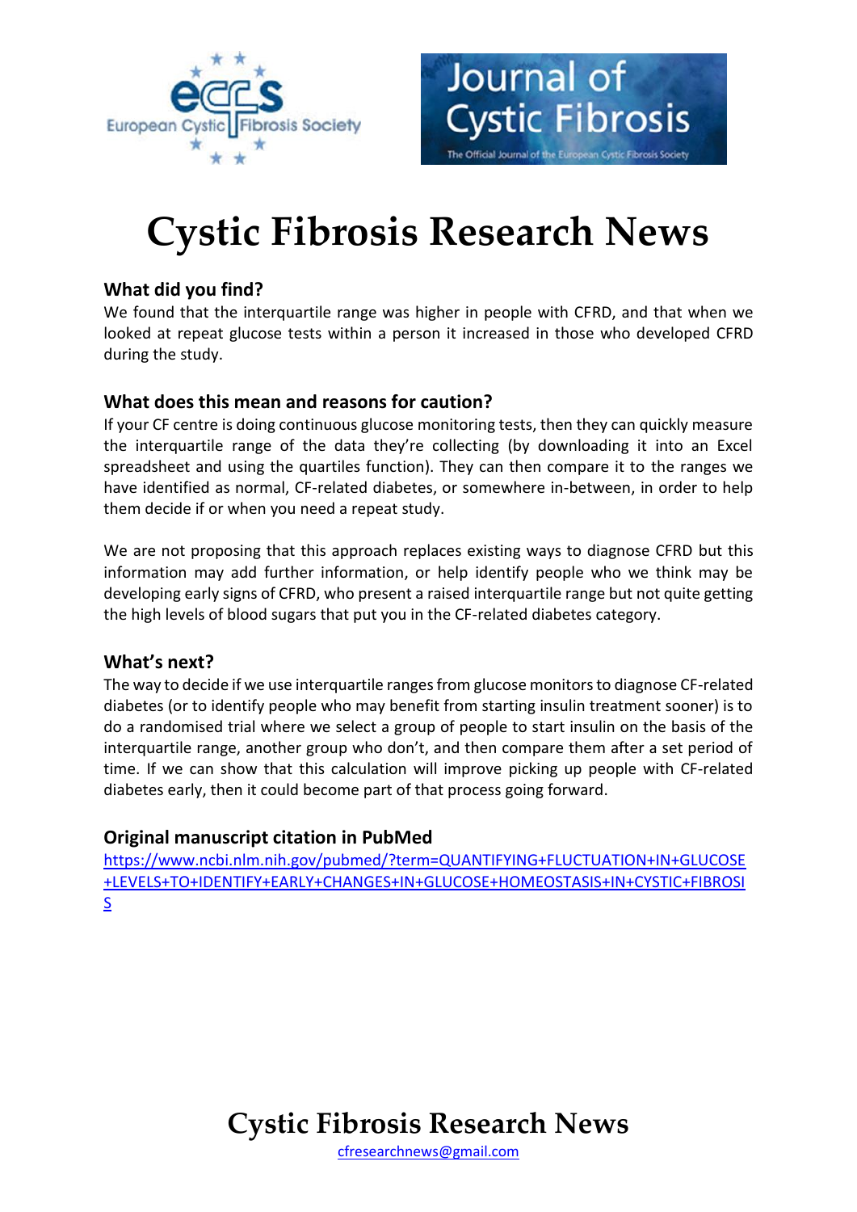# Cystic Fibrosis Research News

## What did you find?

We found that the interquartile range was higher in people with CFRD, and that when we looked at repeat glucose tests within a person it increased in those who developed CFRD during the study.

## What does this mean and reasons for caution?

If your CF centre is doing continuous glucose monitoring tests, then they can quickly measure the interquartile range of the data they're collecting (by downloading it into an Excel spreadsheet and using the quartiles function). They can then compare it to the ranges we have identified as normal, CF-related diabetes, or somewhere in-between, in order to help them decide if or when you need a repeat study.

We are not proposing that this approach replaces existing ways to diagnose CFRD but this information may add further information, or help identify people who we think may be developing early signs of CFRD, who present a raised interquartile range but not quite getting the high levels of blood sugars that put you in the CF-related diabetes category.

## What's next?

The way to decide if we use interquartile ranges from glucose monitors to diagnose CF-related diabetes (or to identify people who may benefit from starting insulin treatment sooner) is to do a randomised trial where we select a group of people to start insulin on the basis of the interquartile range, another group who don't, and then compare them after a set period of time. If we can show that this calculation will improve picking up people with CF-related diabetes early, then it could become part of that process going forward.

## Original manuscript citation in PubMed

https://www.ncbi.nlm.nih.gov/pubmed/?term=QUANTIFYING+FLUCTUATION+IN+GLUCOSE+LEVELS+TO+IDENTIFY+EARLY+CHANGES+IN+GLUCOSE+HOMEOSTASIS+IN+CYSTIC+FIBROSIS

**Cystic Fibrosis Research News**

cfresearchnews@gmail.com